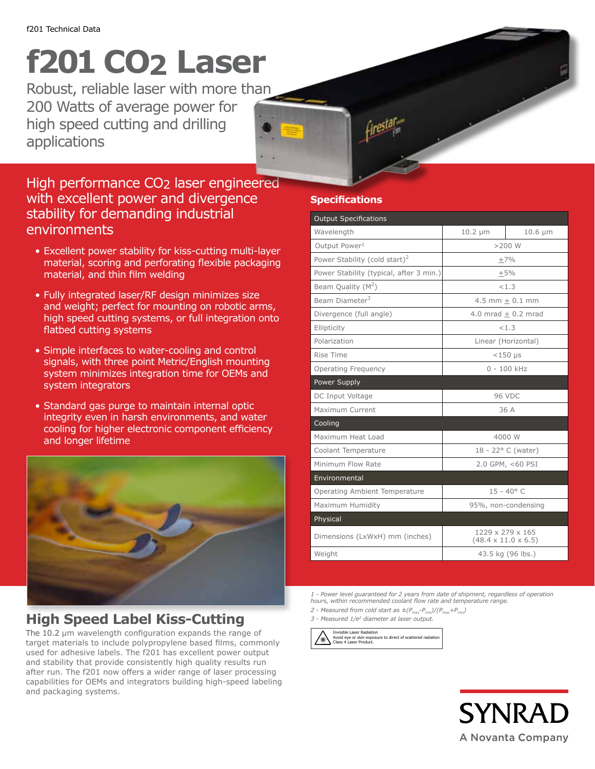f201 Technical Data

# f201 $CO_2$ Laser

Robust, reliable laser with more than 200 Watts of average power for high speed cutting and drilling applications

## High performance $CO_2$ laser engineered with excellent power and divergence stability for demanding industrial environments

- Excellent power stability for kiss-cutting multi-layer material, scoring and perforating flexible packaging material, and thin film welding
- Fully integrated laser/RF design minimizes size and weight; perfect for mounting on robotic arms, high speed cutting systems, or full integration onto flatbed cutting systems
- Simple interfaces to water-cooling and control signals, with three point Metric/English mounting system minimizes integration time for OEMs and system integrators
- Standard gas purge to maintain internal optic integrity even in harsh environments, and water cooling for higher electronic component efficiency and longer lifetime

## High Speed Label Kiss-Cutting

The 10.2 µm wavelength configuration expands the range of target materials to include polypropylene based films, commonly used for adhesive labels. The f201 has excellent power output and stability that provide consistently high quality results run after run. The f201 now offers a wider range of laser processing capabilities for OEMs and integrators building high-speed labeling and packaging systems.

## Specifications

| Output Specifications | | |
|---|---|---|
| Wavelength | 10.2 µm | 10.6 µm |
| Output Power[1] | >200 W | |
| Power Stability (cold start)[2] | ±7% | |
| Power Stability (typical, after 3 min.) | ±5% | |
| Beam Quality ($M^2$) | <1.3 | |
| Beam Diameter[3] | 4.5 mm ± 0.1 mm | |
| Divergence (full angle) | 4.0 mrad ± 0.2 mrad | |
| Ellipticity | <1.3 | |
| Polarization | Linear (Horizontal) | |
| Rise Time | <150 µs | |
| Operating Frequency | 0 - 100 kHz | |
| **Power Supply** | | |
| DC Input Voltage | 96 VDC | |
| Maximum Current | 36 A | |
| **Cooling** | | |
| Maximum Heat Load | 4000 W | |
| Coolant Temperature | 18 - 22° C (water) | |
| Minimum Flow Rate | 2.0 GPM, <60 PSI | |
| **Environmental** | | |
| Operating Ambient Temperature | 15 - 40° C | |
| Maximum Humidity | 95%, non-condensing | |
| **Physical** | | |
| Dimensions (LxWxH) mm (inches) | 1229 x 279 x 165 (48.4 x 11.0 x 6.5) | |
| Weight | 43.5 kg (96 lbs.) | |

*1 - Power level guaranteed for 2 years from date of shipment, regardless of operation hours, within recommended coolant flow rate and temperature range.*

*2 - Measured from cold start as $\pm(P_{max}-P_{min})/(P_{max}+P_{min})$*

*3 - Measured $1/e^2$ diameter at laser output.*

Invisible Laser Radiation
Avoid eye or skin exposure to direct of scattered radiation
Class 4 Laser Product.

SYNRAD
A Novanta Company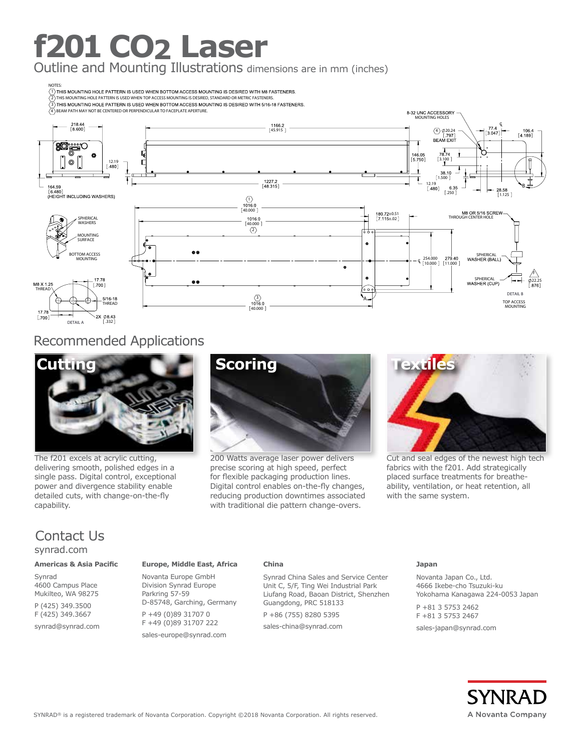# f201 $CO_2$ Laser

## Outline and Mounting Illustrations dimensions are in mm (inches)

NOTES:
1. THIS MOUNTING HOLE PATTERN IS USED WHEN BOTTOM ACCESS MOUNTING IS DESIRED WITH M8 FASTENERS.
2. THIS MOUNTING HOLE PATTERN IS USED WHEN TOP ACCESS MOUNTING IS DESIRED, STANDARD OR METRIC FASTENERS.
3. THIS MOUNTING HOLE PATTERN IS USED WHEN BOTTOM ACCESS MOUNTING IS DESIRED WITH 5/16-18 FASTENERS.
4. BEAM PATH MAY NOT BE CENTERED OR PERPENDICULAR TO FACEPLATE APERTURE.

218.44 [8.600]
1166.2 [45.915]
12.19 [.480]
1227.2 [48.315]
164.59 [6.480] (HEIGHT INCLUDING WASHERS)
8-32 UNC ACCESSORY MOUNTING HOLES
4 Ø20.24 [.797] BEAM EXIT
77.4 [3.047]
106.4 [4.189]
146.05 [5.750]
78.74 [3.100]
38.10 [1.500]
12.19 [.480]
6.35 [.250]
28.58 [1.125]
1 1016.0 [40.000]
1016.0 [40.000] 2
180.72±0.51 [7.115±.02]
254.000 [10.000]
279.40 [11.000]
3 1016.0 [40.000]
SPHERICAL WASHERS
MOUNTING SURFACE
BOTTOM ACCESS MOUNTING
M8 X 1.25 THREAD
17.78 [.700]
5/16-18 THREAD
17.78 [.700]
2X Ø8.43 [.332]
DETAIL A
M8 OR 5/16 SCREW THROUGH CENTER HOLE
SPHERICAL WASHER (BALL)
SPHERICAL WASHER (CUP)
Ø22.25 [.876]
DETAIL B
TOP ACCESS MOUNTING

## Recommended Applications

### Cutting

The f201 excels at acrylic cutting, delivering smooth, polished edges in a single pass. Digital control, exceptional power and divergence stability enable detailed cuts, with change-on-the-fly capability.

### Scoring

200 Watts average laser power delivers precise scoring at high speed, perfect for flexible packaging production lines. Digital control enables on-the-fly changes, reducing production downtimes associated with traditional die pattern change-overs.

### Textiles

Cut and seal edges of the newest high tech fabrics with the f201. Add strategically placed surface treatments for breathe-ability, ventilation, or heat retention, all with the same system.

## Contact Us

synrad.com

**Americas & Asia Pacific**

Synrad
4600 Campus Place
Mukilteo, WA 98275

P (425) 349.3500
F (425) 349.3667

synrad@synrad.com

**Europe, Middle East, Africa**

Novanta Europe GmbH
Division Synrad Europe
Parkring 57-59
D-85748, Garching, Germany

P +49 (0)89 31707 0
F +49 (0)89 31707 222

sales-europe@synrad.com

**China**

Synrad China Sales and Service Center
Unit C, 5/F, Ting Wei Industrial Park
Liufang Road, Baoan District, Shenzhen
Guangdong, PRC 518133

P +86 (755) 8280 5395

sales-china@synrad.com

**Japan**

Novanta Japan Co., Ltd.
4666 Ikebe-cho Tsuzuki-ku
Yokohama Kanagawa 224-0053 Japan

P +81 3 5753 2462
F +81 3 5753 2467

sales-japan@synrad.com

SYNRAD® is a registered trademark of Novanta Corporation. Copyright ©2018 Novanta Corporation. All rights reserved.

SYNRAD
A Novanta Company